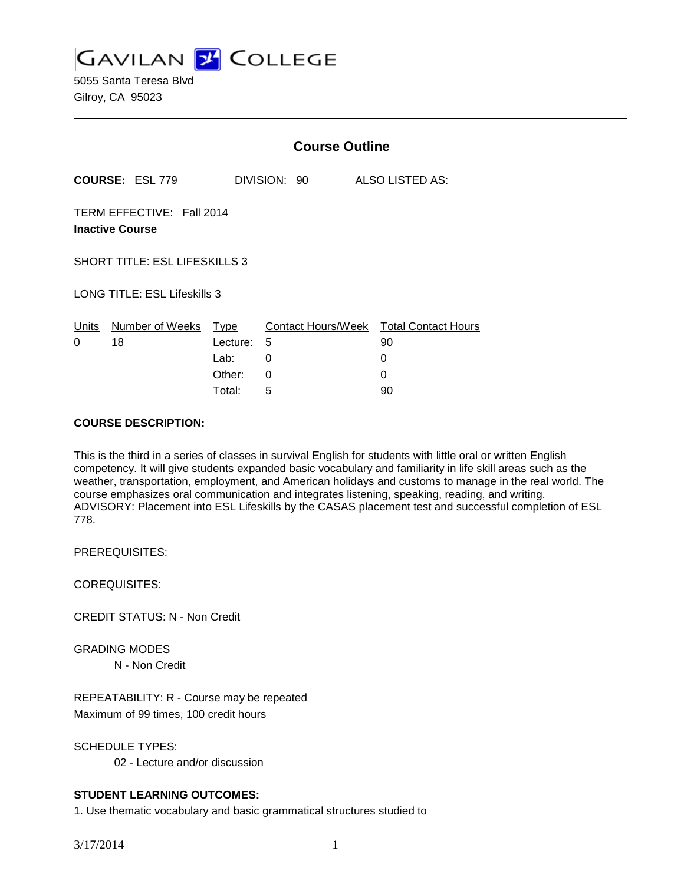GAVILAN COLLEGE

5055 Santa Teresa Blvd
Gilroy, CA 95023

## Course Outline

**COURSE:** ESL 779 DIVISION: 90 ALSO LISTED AS:

TERM EFFECTIVE: Fall 2014
**Inactive Course**

SHORT TITLE: ESL LIFESKILLS 3

LONG TITLE: ESL Lifeskills 3

| Units | Number of Weeks | Type | Contact Hours/Week | Total Contact Hours |
|---|---|---|---|---|
| 0 | 18 | Lecture: | 5 | 90 |
| | | Lab: | 0 | 0 |
| | | Other: | 0 | 0 |
| | | Total: | 5 | 90 |

**COURSE DESCRIPTION:**

This is the third in a series of classes in survival English for students with little oral or written English competency. It will give students expanded basic vocabulary and familiarity in life skill areas such as the weather, transportation, employment, and American holidays and customs to manage in the real world. The course emphasizes oral communication and integrates listening, speaking, reading, and writing.
ADVISORY: Placement into ESL Lifeskills by the CASAS placement test and successful completion of ESL 778.

PREREQUISITES:

COREQUISITES:

CREDIT STATUS: N - Non Credit

GRADING MODES
N - Non Credit

REPEATABILITY: R - Course may be repeated
Maximum of 99 times, 100 credit hours

SCHEDULE TYPES:
02 - Lecture and/or discussion

**STUDENT LEARNING OUTCOMES:**

1. Use thematic vocabulary and basic grammatical structures studied to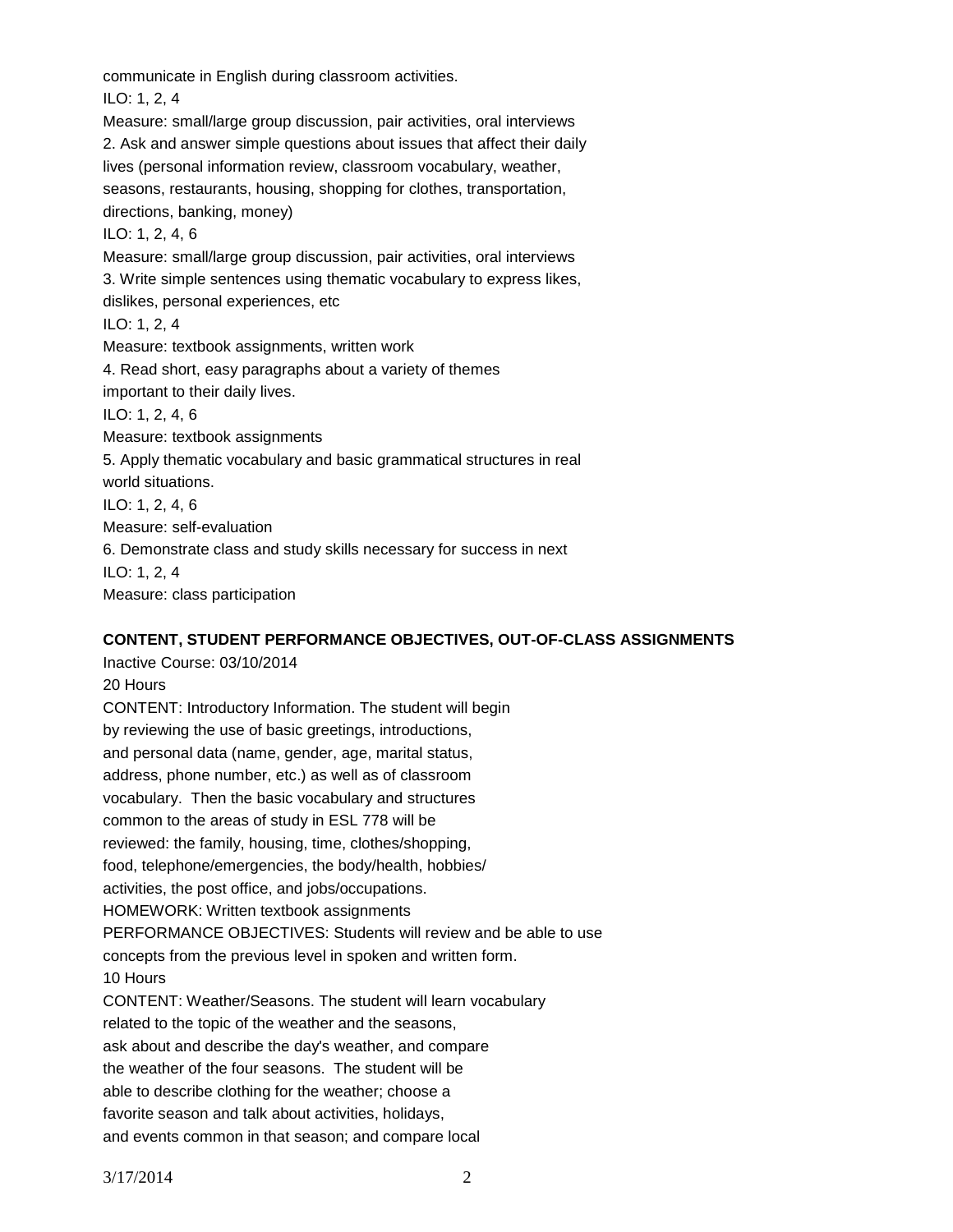communicate in English during classroom activities.
ILO: 1, 2, 4
Measure: small/large group discussion, pair activities, oral interviews
2. Ask and answer simple questions about issues that affect their daily lives (personal information review, classroom vocabulary, weather, seasons, restaurants, housing, shopping for clothes, transportation, directions, banking, money)
ILO: 1, 2, 4, 6
Measure: small/large group discussion, pair activities, oral interviews
3. Write simple sentences using thematic vocabulary to express likes, dislikes, personal experiences, etc
ILO: 1, 2, 4
Measure: textbook assignments, written work
4. Read short, easy paragraphs about a variety of themes important to their daily lives.
ILO: 1, 2, 4, 6
Measure: textbook assignments
5. Apply thematic vocabulary and basic grammatical structures in real world situations.
ILO: 1, 2, 4, 6
Measure: self-evaluation
6. Demonstrate class and study skills necessary for success in next
ILO: 1, 2, 4
Measure: class participation

**CONTENT, STUDENT PERFORMANCE OBJECTIVES, OUT-OF-CLASS ASSIGNMENTS**

Inactive Course: 03/10/2014

20 Hours

CONTENT: Introductory Information. The student will begin by reviewing the use of basic greetings, introductions, and personal data (name, gender, age, marital status, address, phone number, etc.) as well as of classroom vocabulary. Then the basic vocabulary and structures common to the areas of study in ESL 778 will be reviewed: the family, housing, time, clothes/shopping, food, telephone/emergencies, the body/health, hobbies/activities, the post office, and jobs/occupations.

HOMEWORK: Written textbook assignments

PERFORMANCE OBJECTIVES: Students will review and be able to use concepts from the previous level in spoken and written form.

10 Hours

CONTENT: Weather/Seasons. The student will learn vocabulary related to the topic of the weather and the seasons, ask about and describe the day's weather, and compare the weather of the four seasons. The student will be able to describe clothing for the weather; choose a favorite season and talk about activities, holidays, and events common in that season; and compare local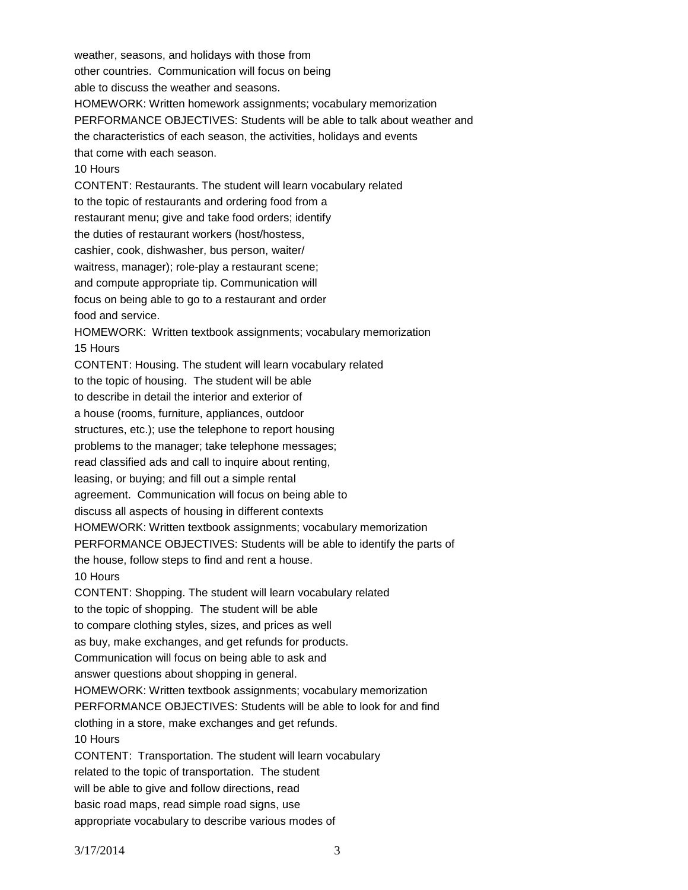weather, seasons, and holidays with those from
other countries. Communication will focus on being
able to discuss the weather and seasons.
HOMEWORK: Written homework assignments; vocabulary memorization
PERFORMANCE OBJECTIVES: Students will be able to talk about weather and
the characteristics of each season, the activities, holidays and events
that come with each season.
10 Hours
CONTENT: Restaurants. The student will learn vocabulary related
to the topic of restaurants and ordering food from a
restaurant menu; give and take food orders; identify
the duties of restaurant workers (host/hostess,
cashier, cook, dishwasher, bus person, waiter/
waitress, manager); role-play a restaurant scene;
and compute appropriate tip. Communication will
focus on being able to go to a restaurant and order
food and service.
HOMEWORK: Written textbook assignments; vocabulary memorization
15 Hours
CONTENT: Housing. The student will learn vocabulary related
to the topic of housing. The student will be able
to describe in detail the interior and exterior of
a house (rooms, furniture, appliances, outdoor
structures, etc.); use the telephone to report housing
problems to the manager; take telephone messages;
read classified ads and call to inquire about renting,
leasing, or buying; and fill out a simple rental
agreement. Communication will focus on being able to
discuss all aspects of housing in different contexts
HOMEWORK: Written textbook assignments; vocabulary memorization
PERFORMANCE OBJECTIVES: Students will be able to identify the parts of
the house, follow steps to find and rent a house.
10 Hours
CONTENT: Shopping. The student will learn vocabulary related
to the topic of shopping. The student will be able
to compare clothing styles, sizes, and prices as well
as buy, make exchanges, and get refunds for products.
Communication will focus on being able to ask and
answer questions about shopping in general.
HOMEWORK: Written textbook assignments; vocabulary memorization
PERFORMANCE OBJECTIVES: Students will be able to look for and find
clothing in a store, make exchanges and get refunds.
10 Hours
CONTENT: Transportation. The student will learn vocabulary
related to the topic of transportation. The student
will be able to give and follow directions, read
basic road maps, read simple road signs, use
appropriate vocabulary to describe various modes of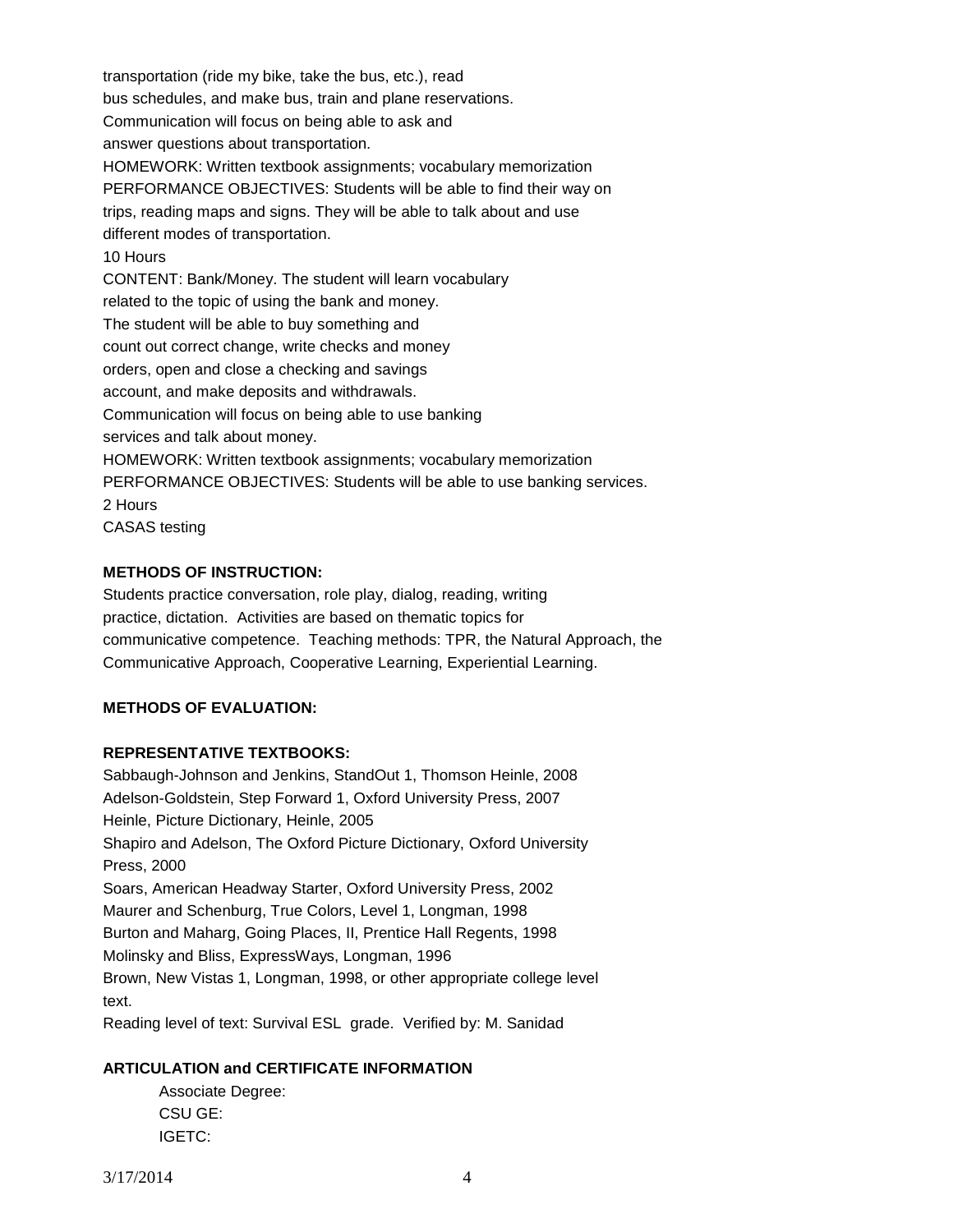transportation (ride my bike, take the bus, etc.), read
bus schedules, and make bus, train and plane reservations.
Communication will focus on being able to ask and
answer questions about transportation.
HOMEWORK: Written textbook assignments; vocabulary memorization
PERFORMANCE OBJECTIVES: Students will be able to find their way on
trips, reading maps and signs. They will be able to talk about and use
different modes of transportation.
10 Hours
CONTENT: Bank/Money. The student will learn vocabulary
related to the topic of using the bank and money.
The student will be able to buy something and
count out correct change, write checks and money
orders, open and close a checking and savings
account, and make deposits and withdrawals.
Communication will focus on being able to use banking
services and talk about money.
HOMEWORK: Written textbook assignments; vocabulary memorization
PERFORMANCE OBJECTIVES: Students will be able to use banking services.
2 Hours
CASAS testing

**METHODS OF INSTRUCTION:**

Students practice conversation, role play, dialog, reading, writing
practice, dictation. Activities are based on thematic topics for
communicative competence. Teaching methods: TPR, the Natural Approach, the
Communicative Approach, Cooperative Learning, Experiential Learning.

**METHODS OF EVALUATION:**

**REPRESENTATIVE TEXTBOOKS:**

Sabbaugh-Johnson and Jenkins, StandOut 1, Thomson Heinle, 2008
Adelson-Goldstein, Step Forward 1, Oxford University Press, 2007
Heinle, Picture Dictionary, Heinle, 2005
Shapiro and Adelson, The Oxford Picture Dictionary, Oxford University
Press, 2000
Soars, American Headway Starter, Oxford University Press, 2002
Maurer and Schenburg, True Colors, Level 1, Longman, 1998
Burton and Maharg, Going Places, II, Prentice Hall Regents, 1998
Molinsky and Bliss, ExpressWays, Longman, 1996
Brown, New Vistas 1, Longman, 1998, or other appropriate college level
text.
Reading level of text: Survival ESL grade. Verified by: M. Sanidad

**ARTICULATION and CERTIFICATE INFORMATION**

Associate Degree:
CSU GE:
IGETC: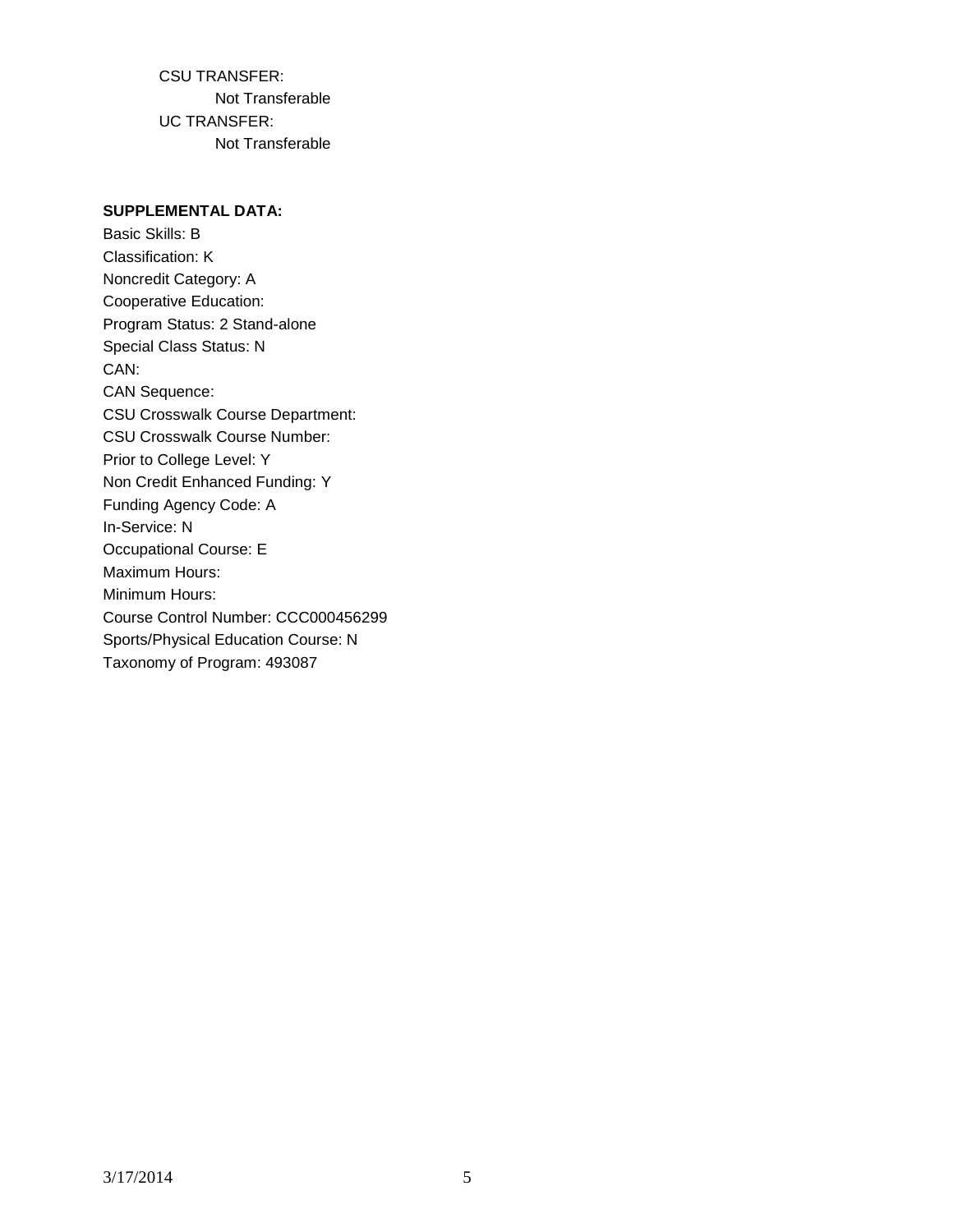CSU TRANSFER:

Not Transferable

UC TRANSFER:

Not Transferable

**SUPPLEMENTAL DATA:**

Basic Skills: B
Classification: K
Noncredit Category: A
Cooperative Education:
Program Status: 2 Stand-alone
Special Class Status: N
CAN:
CAN Sequence:
CSU Crosswalk Course Department:
CSU Crosswalk Course Number:
Prior to College Level: Y
Non Credit Enhanced Funding: Y
Funding Agency Code: A
In-Service: N
Occupational Course: E
Maximum Hours:
Minimum Hours:
Course Control Number: CCC000456299
Sports/Physical Education Course: N
Taxonomy of Program: 493087